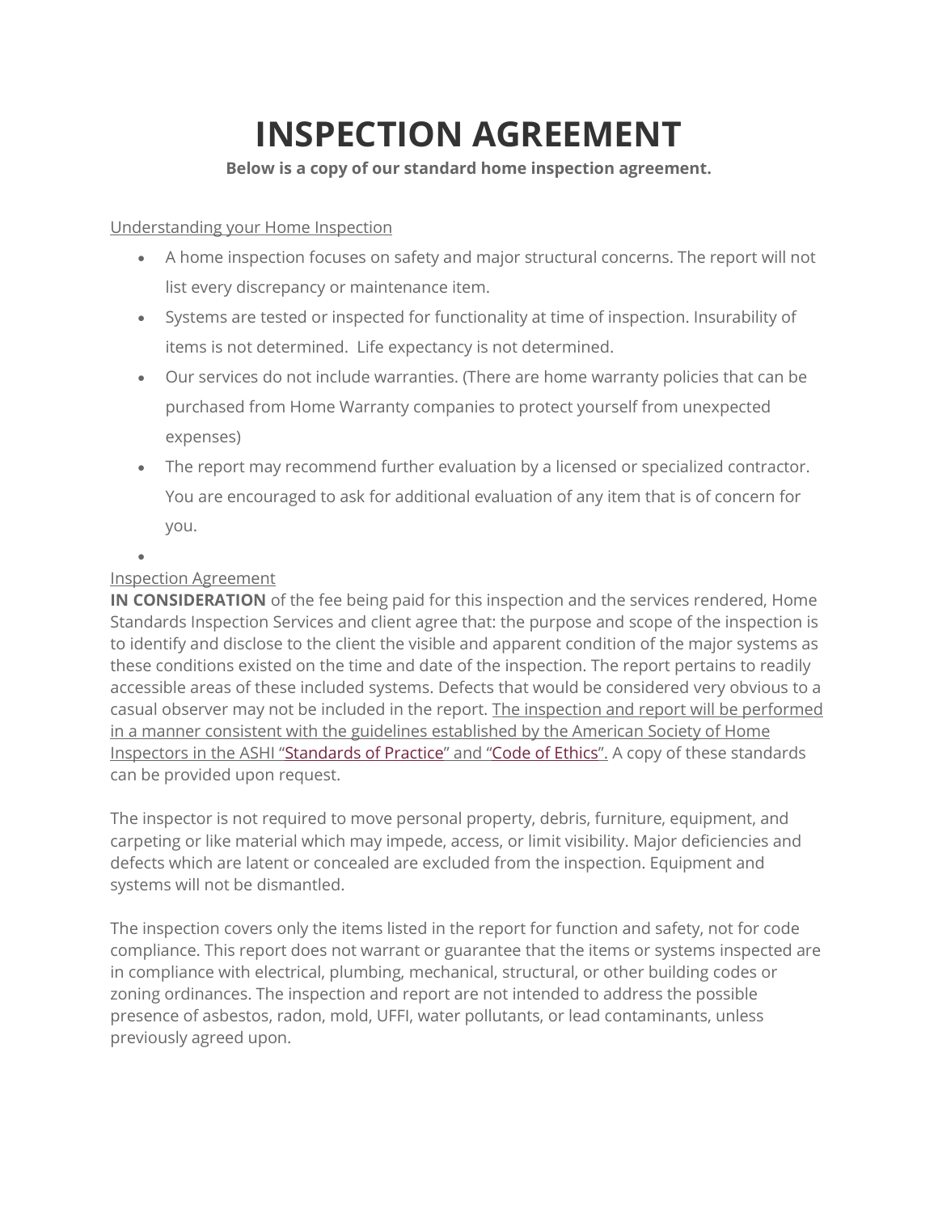# INSPECTION AGREEMENT

**Below is a copy of our standard home inspection agreement.**

Understanding your Home Inspection

- A home inspection focuses on safety and major structural concerns. The report will not list every discrepancy or maintenance item.
- Systems are tested or inspected for functionality at time of inspection. Insurability of items is not determined. Life expectancy is not determined.
- Our services do not include warranties. (There are home warranty policies that can be purchased from Home Warranty companies to protect yourself from unexpected expenses)
- The report may recommend further evaluation by a licensed or specialized contractor. You are encouraged to ask for additional evaluation of any item that is of concern for you.

Inspection Agreement

**IN CONSIDERATION** of the fee being paid for this inspection and the services rendered, Home Standards Inspection Services and client agree that: the purpose and scope of the inspection is to identify and disclose to the client the visible and apparent condition of the major systems as these conditions existed on the time and date of the inspection. The report pertains to readily accessible areas of these included systems. Defects that would be considered very obvious to a casual observer may not be included in the report. The inspection and report will be performed in a manner consistent with the guidelines established by the American Society of Home Inspectors in the ASHI "Standards of Practice" and "Code of Ethics". A copy of these standards can be provided upon request.

The inspector is not required to move personal property, debris, furniture, equipment, and carpeting or like material which may impede, access, or limit visibility. Major deficiencies and defects which are latent or concealed are excluded from the inspection. Equipment and systems will not be dismantled.

The inspection covers only the items listed in the report for function and safety, not for code compliance. This report does not warrant or guarantee that the items or systems inspected are in compliance with electrical, plumbing, mechanical, structural, or other building codes or zoning ordinances. The inspection and report are not intended to address the possible presence of asbestos, radon, mold, UFFI, water pollutants, or lead contaminants, unless previously agreed upon.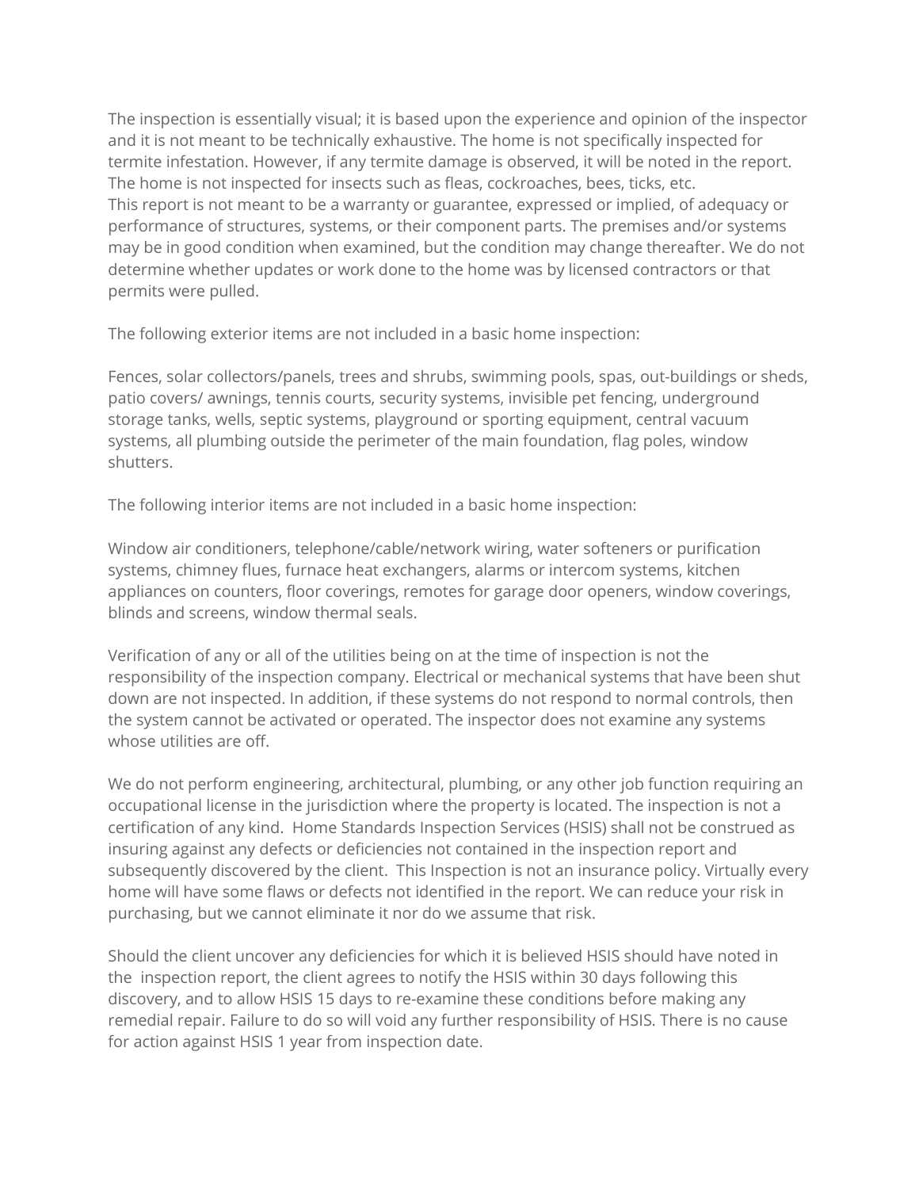The inspection is essentially visual; it is based upon the experience and opinion of the inspector and it is not meant to be technically exhaustive. The home is not specifically inspected for termite infestation. However, if any termite damage is observed, it will be noted in the report. The home is not inspected for insects such as fleas, cockroaches, bees, ticks, etc.
This report is not meant to be a warranty or guarantee, expressed or implied, of adequacy or performance of structures, systems, or their component parts. The premises and/or systems may be in good condition when examined, but the condition may change thereafter. We do not determine whether updates or work done to the home was by licensed contractors or that permits were pulled.

The following exterior items are not included in a basic home inspection:

Fences, solar collectors/panels, trees and shrubs, swimming pools, spas, out-buildings or sheds, patio covers/ awnings, tennis courts, security systems, invisible pet fencing, underground storage tanks, wells, septic systems, playground or sporting equipment, central vacuum systems, all plumbing outside the perimeter of the main foundation, flag poles, window shutters.

The following interior items are not included in a basic home inspection:

Window air conditioners, telephone/cable/network wiring, water softeners or purification systems, chimney flues, furnace heat exchangers, alarms or intercom systems, kitchen appliances on counters, floor coverings, remotes for garage door openers, window coverings, blinds and screens, window thermal seals.

Verification of any or all of the utilities being on at the time of inspection is not the responsibility of the inspection company. Electrical or mechanical systems that have been shut down are not inspected. In addition, if these systems do not respond to normal controls, then the system cannot be activated or operated. The inspector does not examine any systems whose utilities are off.

We do not perform engineering, architectural, plumbing, or any other job function requiring an occupational license in the jurisdiction where the property is located. The inspection is not a certification of any kind. Home Standards Inspection Services (HSIS) shall not be construed as insuring against any defects or deficiencies not contained in the inspection report and subsequently discovered by the client. This Inspection is not an insurance policy. Virtually every home will have some flaws or defects not identified in the report. We can reduce your risk in purchasing, but we cannot eliminate it nor do we assume that risk.

Should the client uncover any deficiencies for which it is believed HSIS should have noted in the inspection report, the client agrees to notify the HSIS within 30 days following this discovery, and to allow HSIS 15 days to re-examine these conditions before making any remedial repair. Failure to do so will void any further responsibility of HSIS. There is no cause for action against HSIS 1 year from inspection date.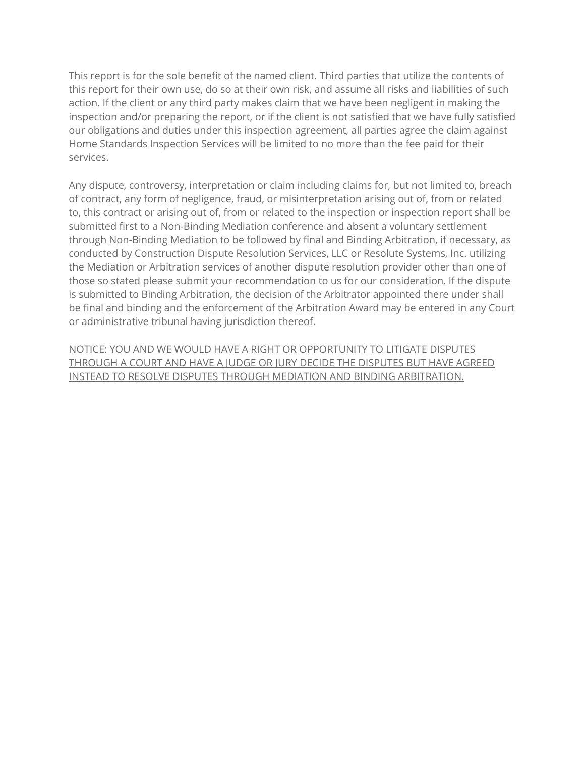This report is for the sole benefit of the named client. Third parties that utilize the contents of this report for their own use, do so at their own risk, and assume all risks and liabilities of such action. If the client or any third party makes claim that we have been negligent in making the inspection and/or preparing the report, or if the client is not satisfied that we have fully satisfied our obligations and duties under this inspection agreement, all parties agree the claim against Home Standards Inspection Services will be limited to no more than the fee paid for their services.

Any dispute, controversy, interpretation or claim including claims for, but not limited to, breach of contract, any form of negligence, fraud, or misinterpretation arising out of, from or related to, this contract or arising out of, from or related to the inspection or inspection report shall be submitted first to a Non-Binding Mediation conference and absent a voluntary settlement through Non-Binding Mediation to be followed by final and Binding Arbitration, if necessary, as conducted by Construction Dispute Resolution Services, LLC or Resolute Systems, Inc. utilizing the Mediation or Arbitration services of another dispute resolution provider other than one of those so stated please submit your recommendation to us for our consideration. If the dispute is submitted to Binding Arbitration, the decision of the Arbitrator appointed there under shall be final and binding and the enforcement of the Arbitration Award may be entered in any Court or administrative tribunal having jurisdiction thereof.

<u>NOTICE: YOU AND WE WOULD HAVE A RIGHT OR OPPORTUNITY TO LITIGATE DISPUTES THROUGH A COURT AND HAVE A JUDGE OR JURY DECIDE THE DISPUTES BUT HAVE AGREED INSTEAD TO RESOLVE DISPUTES THROUGH MEDIATION AND BINDING ARBITRATION.</u>